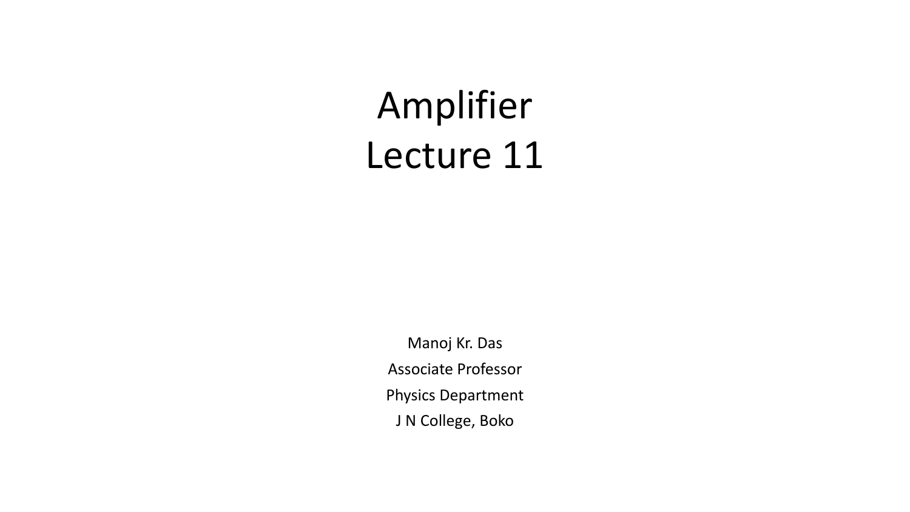# Amplifier
# Lecture 11

Manoj Kr. Das

Associate Professor

Physics Department

J N College, Boko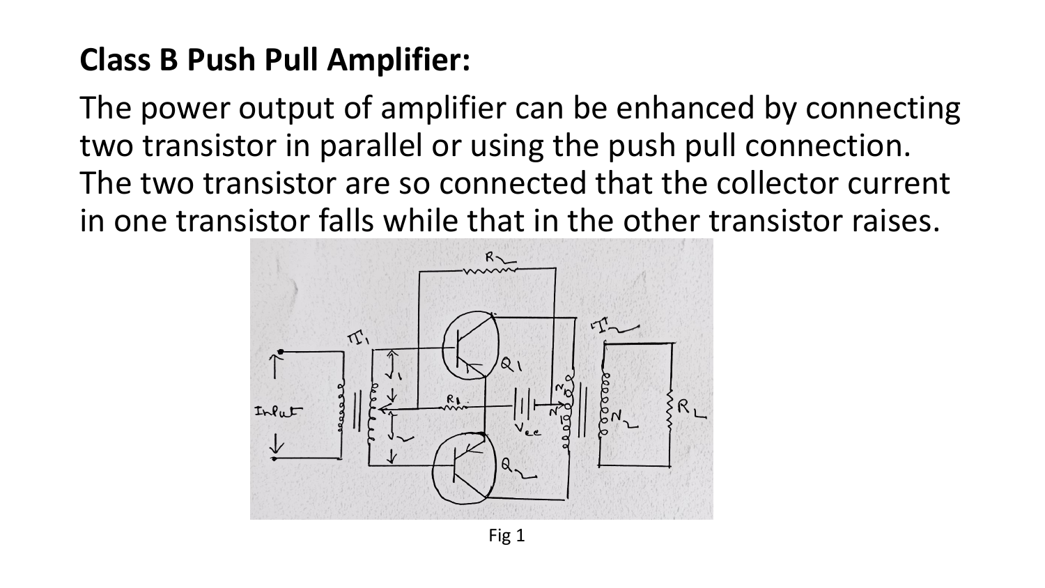## Class B Push Pull Amplifier:

The power output of amplifier can be enhanced by connecting two transistor in parallel or using the push pull connection. The two transistor are so connected that the collector current in one transistor falls while that in the other transistor raises.

Fig 1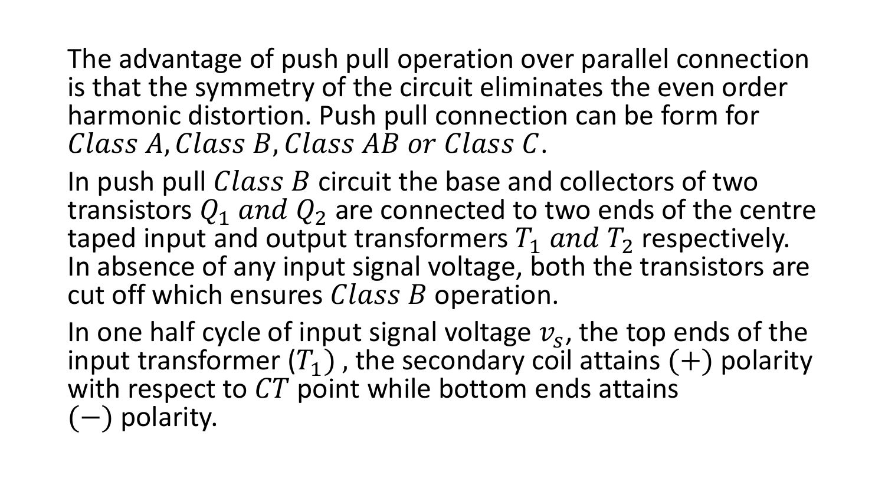The advantage of push pull operation over parallel connection is that the symmetry of the circuit eliminates the even order harmonic distortion. Push pull connection can be form for $Class\ A, Class\ B, Class\ AB\ or\ Class\ C$.

In push pull $Class\ B$ circuit the base and collectors of two transistors $Q_1\ and\ Q_2$ are connected to two ends of the centre taped input and output transformers $T_1\ and\ T_2$ respectively. In absence of any input signal voltage, both the transistors are cut off which ensures $Class\ B$ operation.

In one half cycle of input signal voltage $v_s$, the top ends of the input transformer ($T_1$) , the secondary coil attains $(+)$ polarity with respect to $CT$ point while bottom ends attains $(-)$ polarity.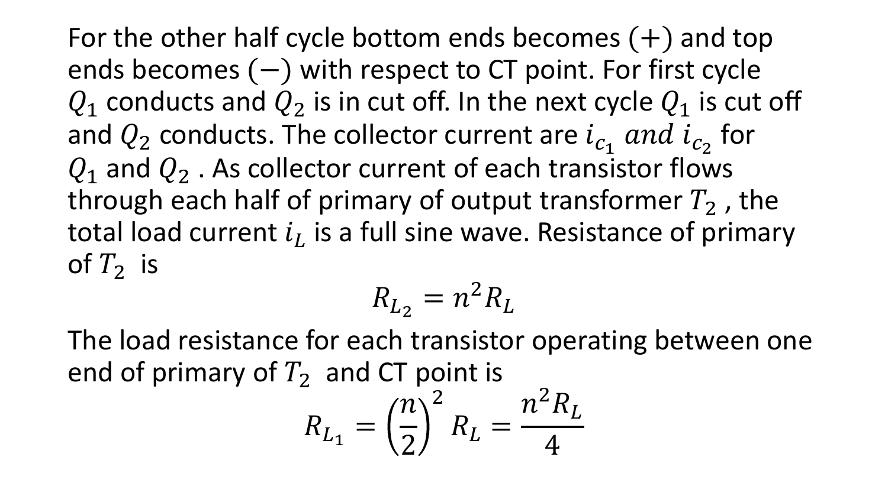For the other half cycle bottom ends becomes $(+)$ and top ends becomes $(-)$ with respect to CT point. For first cycle $Q_1$ conducts and $Q_2$ is in cut off. In the next cycle $Q_1$ is cut off and $Q_2$ conducts. The collector current are $i_{c_1}$ *and* $i_{c_2}$ for $Q_1$ and $Q_2$ . As collector current of each transistor flows through each half of primary of output transformer $T_2$ , the total load current $i_L$ is a full sine wave. Resistance of primary of $T_2$ is

$$R_{L_2} = n^2 R_L$$

The load resistance for each transistor operating between one end of primary of $T_2$ and CT point is

$$R_{L_1} = \left(\frac{n}{2}\right)^2 R_L = \frac{n^2 R_L}{4}$$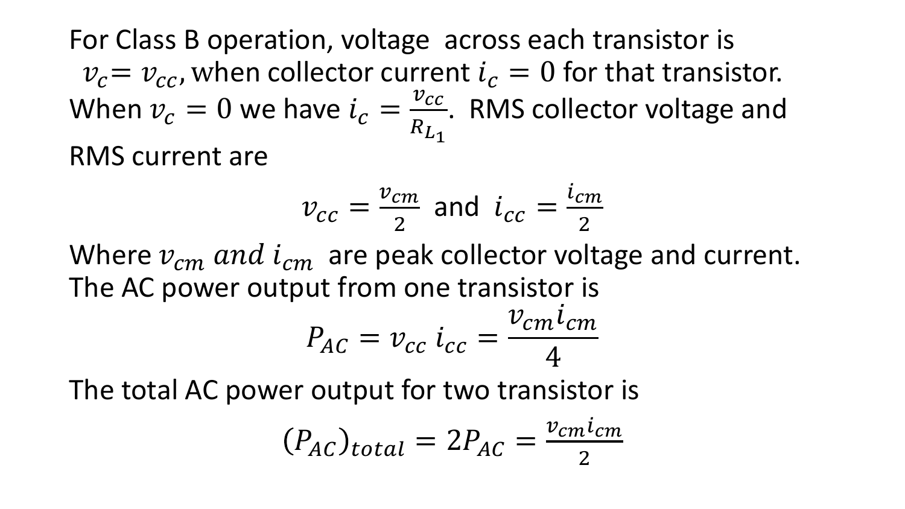For Class B operation, voltage across each transistor is $v_c = v_{cc}$, when collector current $i_c = 0$ for that transistor. When $v_c = 0$ we have $i_c = \frac{v_{cc}}{R_{L_1}}$. RMS collector voltage and RMS current are

$$v_{cc} = \frac{v_{cm}}{2} \text{ and } i_{cc} = \frac{i_{cm}}{2}$$

Where $v_{cm}$ *and* $i_{cm}$ are peak collector voltage and current. The AC power output from one transistor is

$$P_{AC} = v_{cc}\, i_{cc} = \frac{v_{cm} i_{cm}}{4}$$

The total AC power output for two transistor is

$$(P_{AC})_{total} = 2P_{AC} = \frac{v_{cm} i_{cm}}{2}$$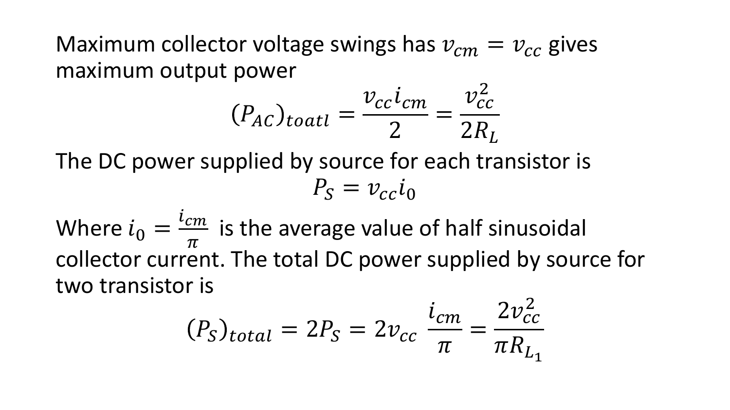Maximum collector voltage swings has $v_{cm} = v_{cc}$ gives maximum output power

$$(P_{AC})_{toatl} = \frac{v_{cc} i_{cm}}{2} = \frac{v_{cc}^2}{2R_L}$$

The DC power supplied by source for each transistor is

$$P_S = v_{cc} i_0$$

Where $i_0 = \frac{i_{cm}}{\pi}$ is the average value of half sinusoidal collector current. The total DC power supplied by source for two transistor is

$$(P_S)_{total} = 2P_S = 2v_{cc} \ \frac{i_{cm}}{\pi} = \frac{2v_{cc}^2}{\pi R_{L_1}}$$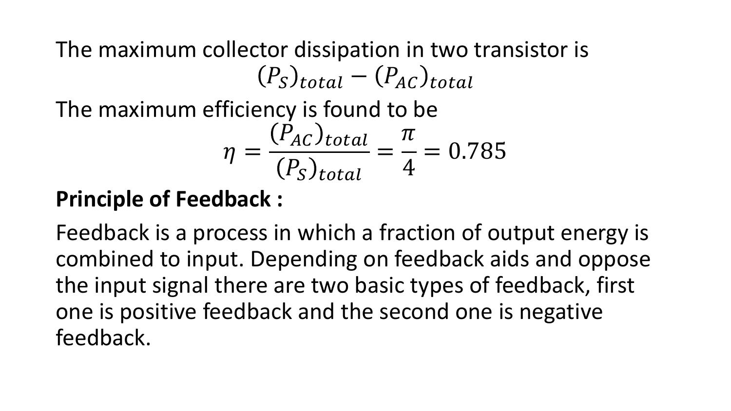The maximum collector dissipation in two transistor is

$$(P_S)_{total} - (P_{AC})_{total}$$

The maximum efficiency is found to be

$$\eta = \frac{(P_{AC})_{total}}{(P_S)_{total}} = \frac{\pi}{4} = 0.785$$

**Principle of Feedback :**

Feedback is a process in which a fraction of output energy is combined to input. Depending on feedback aids and oppose the input signal there are two basic types of feedback, first one is positive feedback and the second one is negative feedback.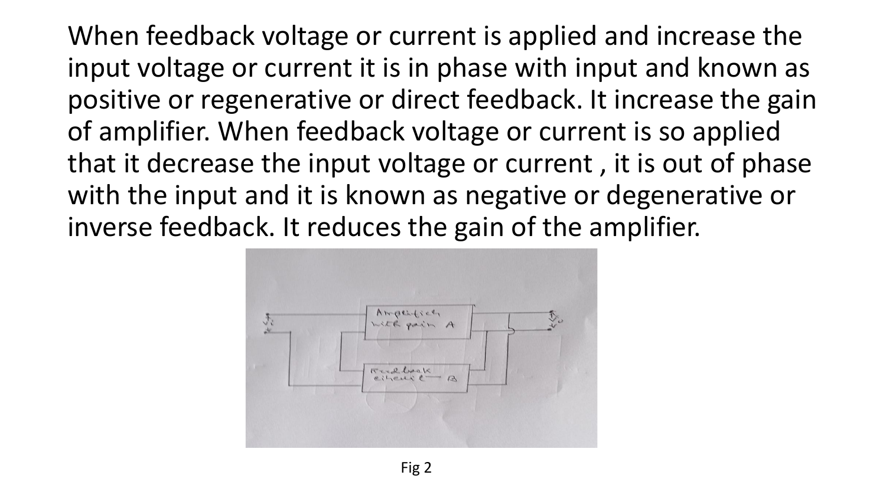When feedback voltage or current is applied and increase the input voltage or current it is in phase with input and known as positive or regenerative or direct feedback. It increase the gain of amplifier. When feedback voltage or current is so applied that it decrease the input voltage or current , it is out of phase with the input and it is known as negative or degenerative or inverse feedback. It reduces the gain of the amplifier.

Fig 2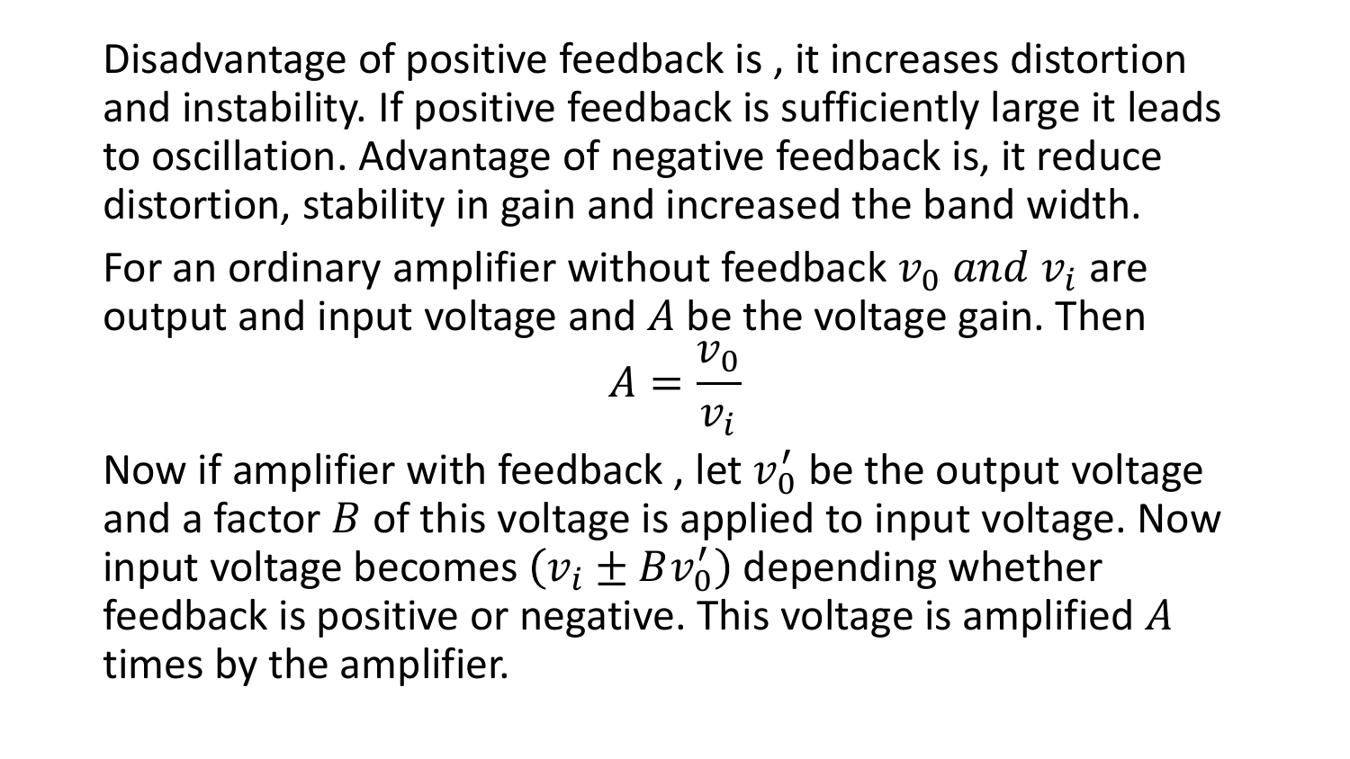Disadvantage of positive feedback is , it increases distortion and instability. If positive feedback is sufficiently large it leads to oscillation. Advantage of negative feedback is, it reduce distortion, stability in gain and increased the band width.

For an ordinary amplifier without feedback $v_0$ $and$ $v_i$ are output and input voltage and $A$ be the voltage gain. Then

$$A = \frac{v_0}{v_i}$$

Now if amplifier with feedback , let $v_0'$ be the output voltage and a factor $B$ of this voltage is applied to input voltage. Now input voltage becomes $(v_i \pm Bv_0')$ depending whether feedback is positive or negative. This voltage is amplified $A$ times by the amplifier.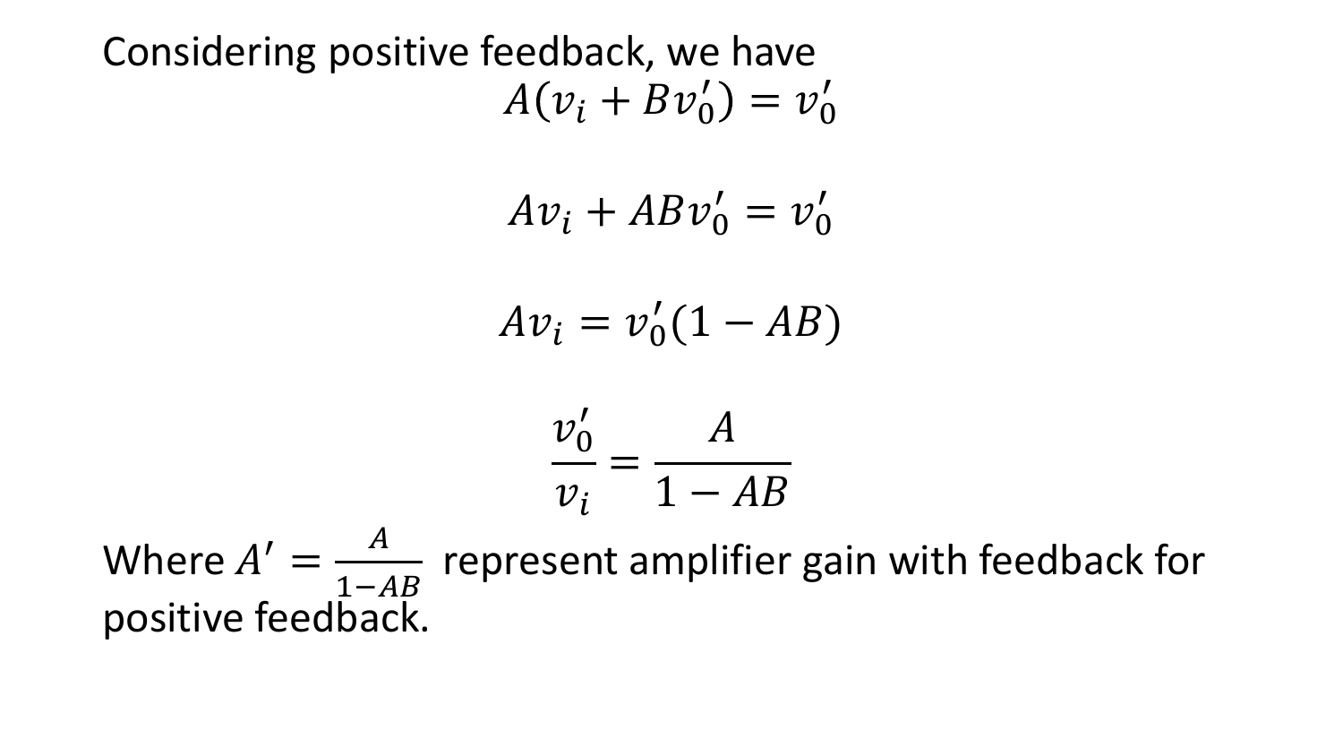Considering positive feedback, we have

$$A(v_i + Bv_0') = v_0'$$

$$Av_i + ABv_0' = v_0'$$

$$Av_i = v_0'(1 - AB)$$

$$\frac{v_0'}{v_i} = \frac{A}{1 - AB}$$

Where $A' = \frac{A}{1-AB}$ represent amplifier gain with feedback for positive feedback.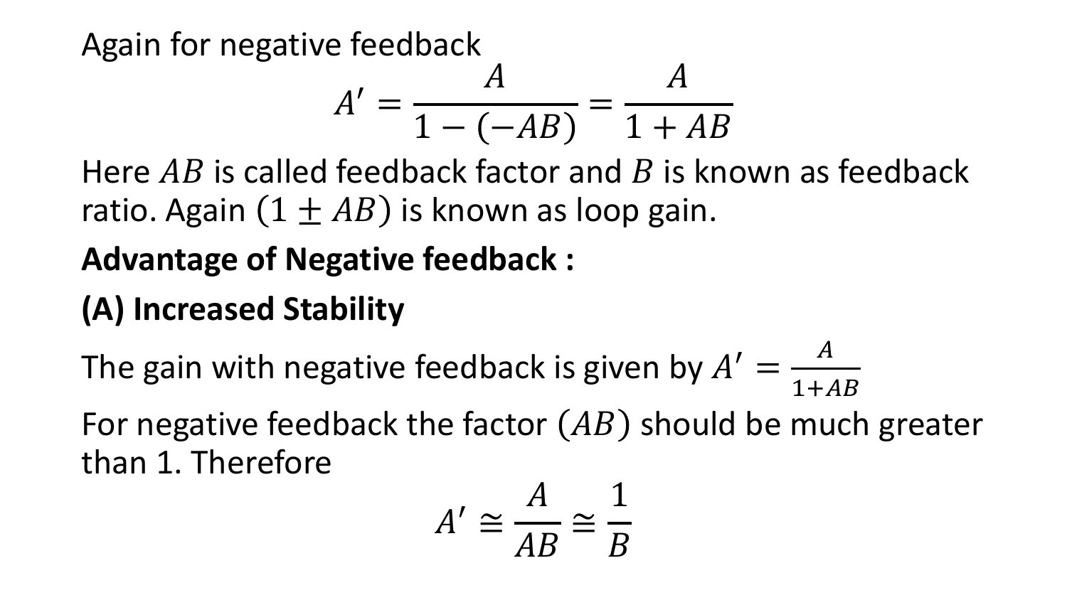Again for negative feedback

$$A' = \frac{A}{1-(-AB)} = \frac{A}{1+AB}$$

Here $AB$ is called feedback factor and $B$ is known as feedback ratio. Again $(1 \pm AB)$ is known as loop gain.

**Advantage of Negative feedback :**

**(A) Increased Stability**

The gain with negative feedback is given by $A' = \frac{A}{1+AB}$

For negative feedback the factor $(AB)$ should be much greater than 1. Therefore

$$A' \cong \frac{A}{AB} \cong \frac{1}{B}$$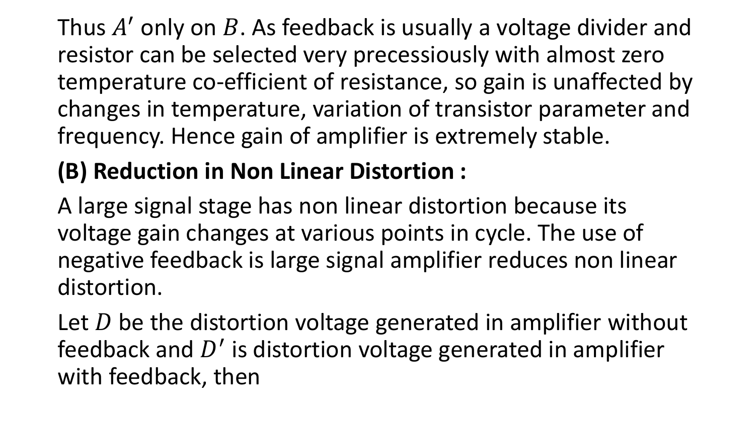Thus $A'$ only on $B$. As feedback is usually a voltage divider and resistor can be selected very precessiously with almost zero temperature co-efficient of resistance, so gain is unaffected by changes in temperature, variation of transistor parameter and frequency. Hence gain of amplifier is extremely stable.

**(B) Reduction in Non Linear Distortion :**

A large signal stage has non linear distortion because its voltage gain changes at various points in cycle. The use of negative feedback is large signal amplifier reduces non linear distortion.

Let $D$ be the distortion voltage generated in amplifier without feedback and $D'$ is distortion voltage generated in amplifier with feedback, then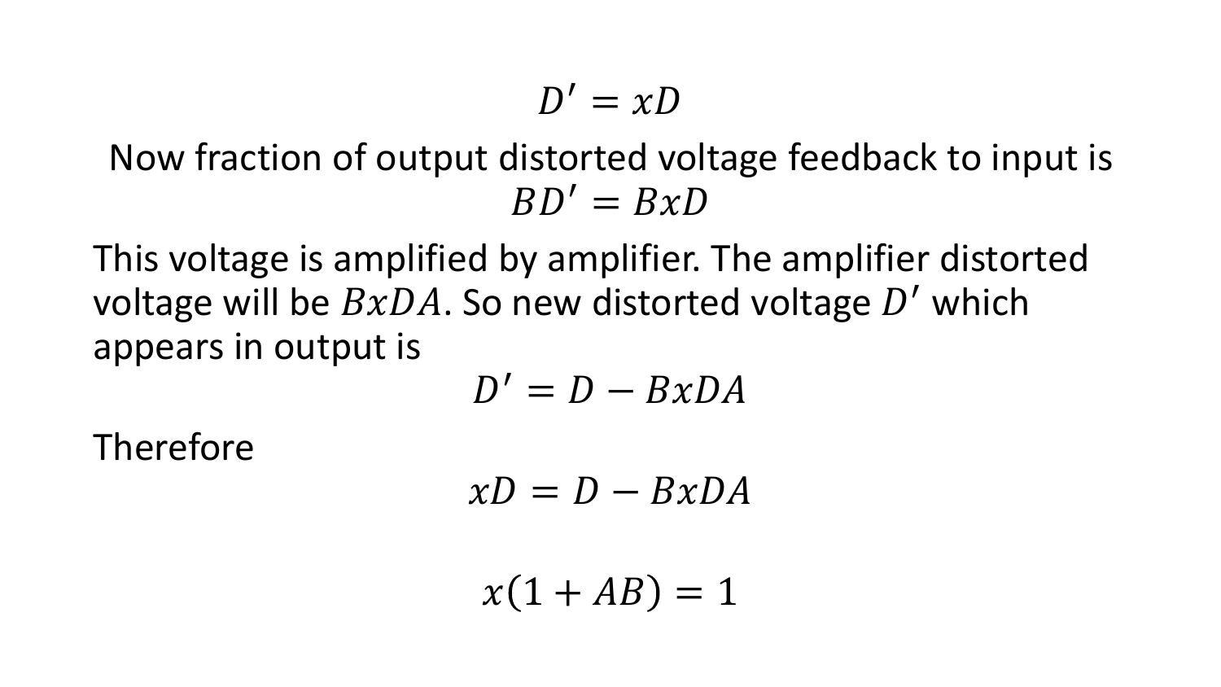$$D' = xD$$

Now fraction of output distorted voltage feedback to input is

$$BD' = BxD$$

This voltage is amplified by amplifier. The amplifier distorted voltage will be $BxDA$. So new distorted voltage $D'$ which appears in output is

$$D' = D - BxDA$$

Therefore

$$xD = D - BxDA$$

$$x(1 + AB) = 1$$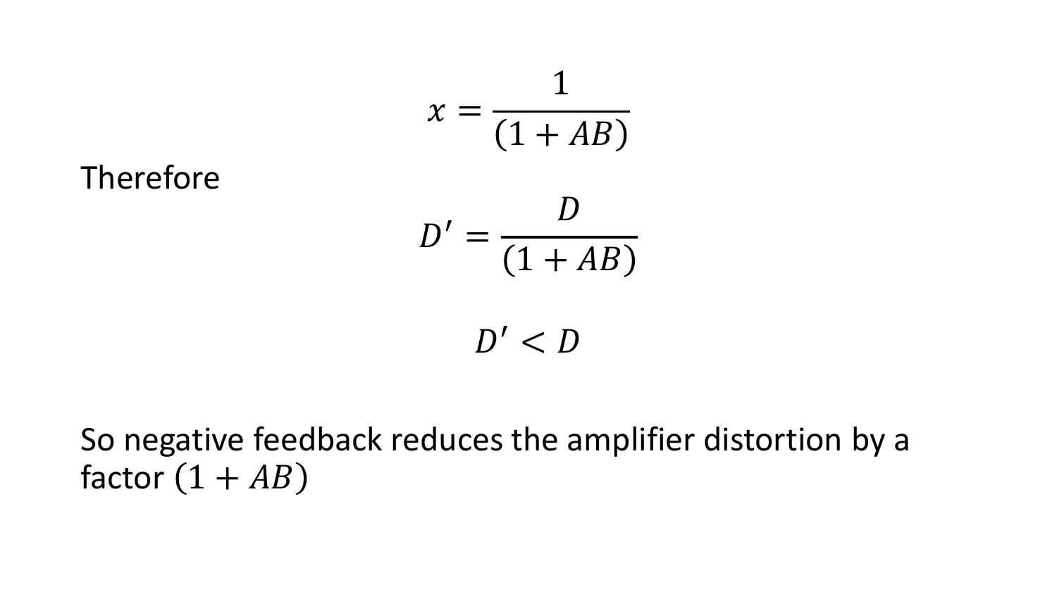$$x = \frac{1}{(1 + AB)}$$

Therefore

$$D' = \frac{D}{(1 + AB)}$$

$$D' < D$$

So negative feedback reduces the amplifier distortion by a factor $(1 + AB)$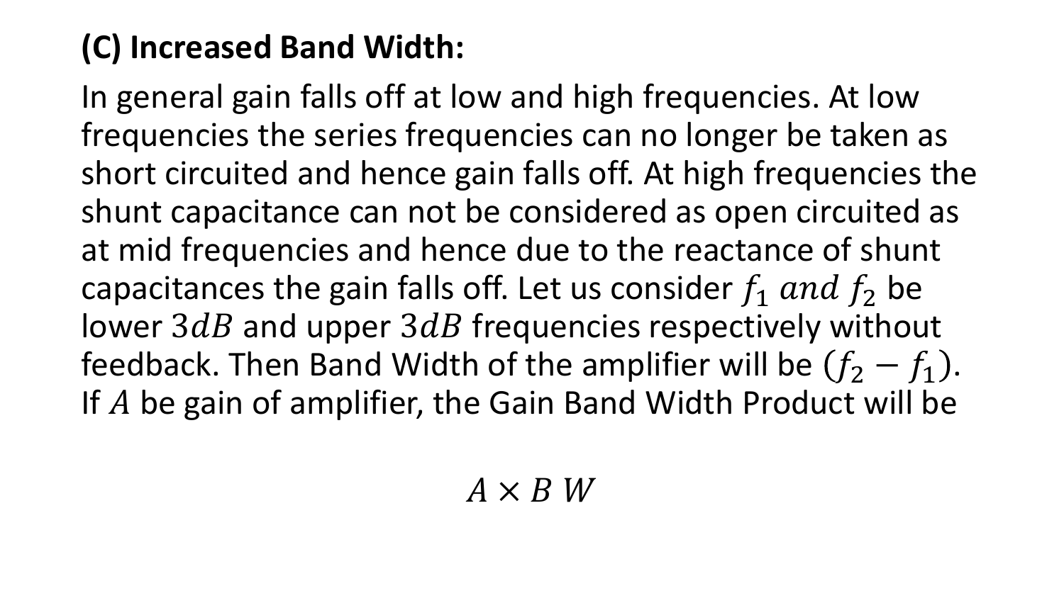**(C) Increased Band Width:**

In general gain falls off at low and high frequencies. At low frequencies the series frequencies can no longer be taken as short circuited and hence gain falls off. At high frequencies the shunt capacitance can not be considered as open circuited as at mid frequencies and hence due to the reactance of shunt capacitances the gain falls off. Let us consider $f_1\ and\ f_2$ be lower $3dB$ and upper $3dB$ frequencies respectively without feedback. Then Band Width of the amplifier will be $(f_2 - f_1)$. If $A$ be gain of amplifier, the Gain Band Width Product will be

$$A \times B\,W$$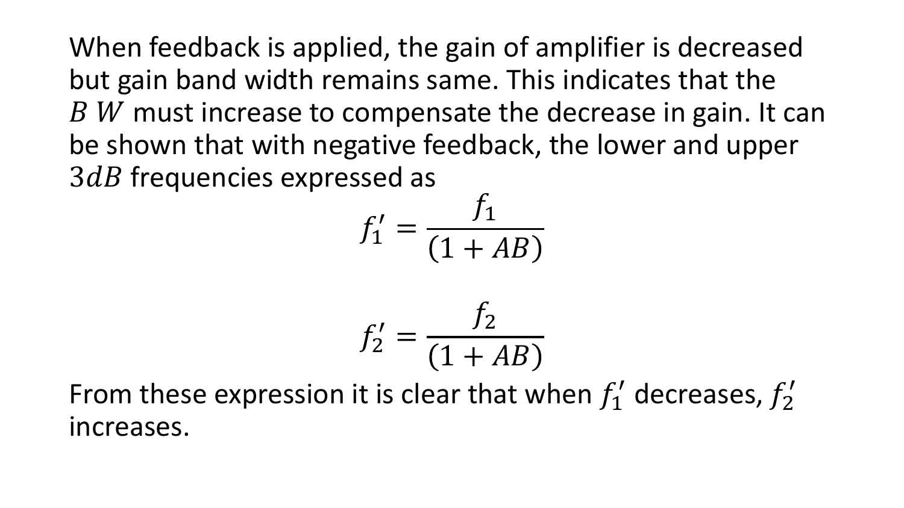When feedback is applied, the gain of amplifier is decreased but gain band width remains same. This indicates that the $B\,W$ must increase to compensate the decrease in gain. It can be shown that with negative feedback, the lower and upper $3dB$ frequencies expressed as

$$f_1' = \frac{f_1}{(1 + AB)}$$

$$f_2' = \frac{f_2}{(1 + AB)}$$

From these expression it is clear that when $f_1'$ decreases, $f_2'$ increases.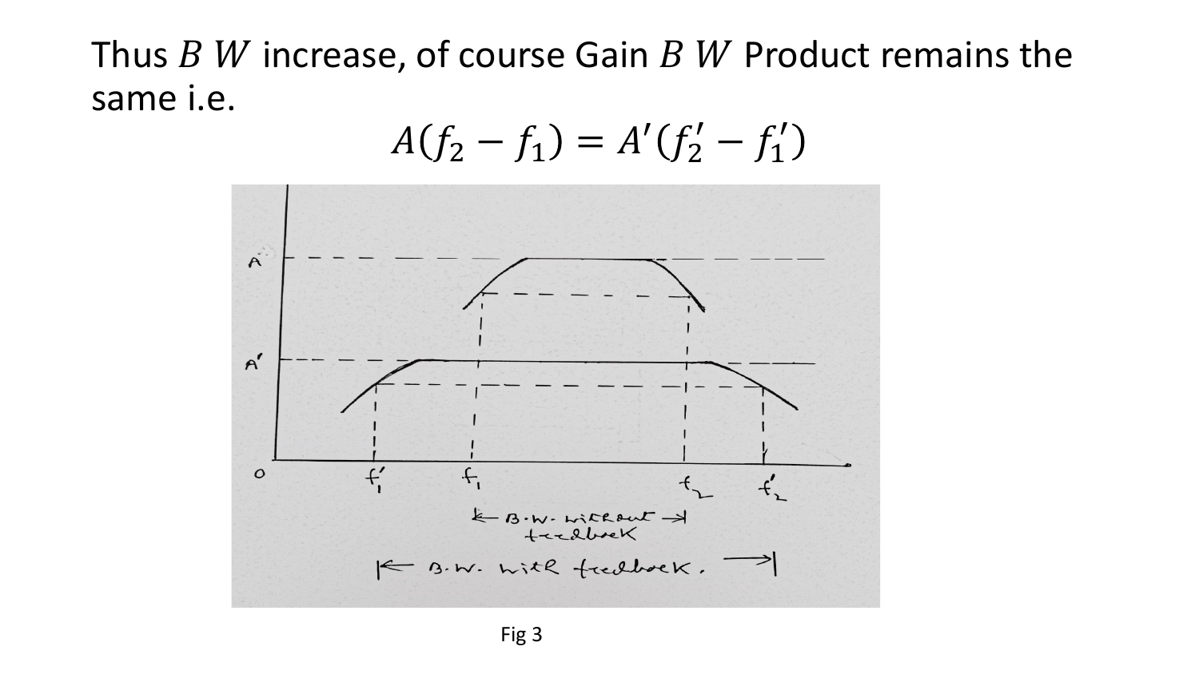Thus $B\,W$ increase, of course Gain $B\,W$ Product remains the same i.e.

$$A(f_2 - f_1) = A'(f_2' - f_1')$$

Fig 3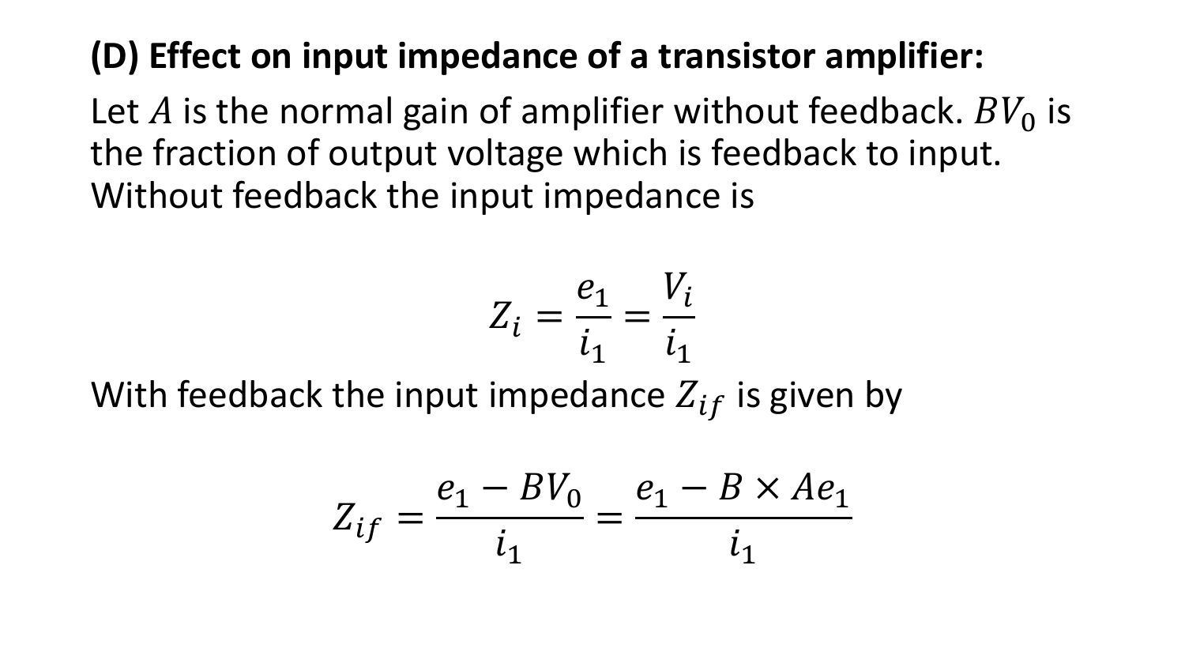**(D) Effect on input impedance of a transistor amplifier:**

Let $A$ is the normal gain of amplifier without feedback. $BV_0$ is the fraction of output voltage which is feedback to input. Without feedback the input impedance is

$$Z_i = \frac{e_1}{i_1} = \frac{V_i}{i_1}$$

With feedback the input impedance $Z_{if}$ is given by

$$Z_{if} = \frac{e_1 - BV_0}{i_1} = \frac{e_1 - B \times Ae_1}{i_1}$$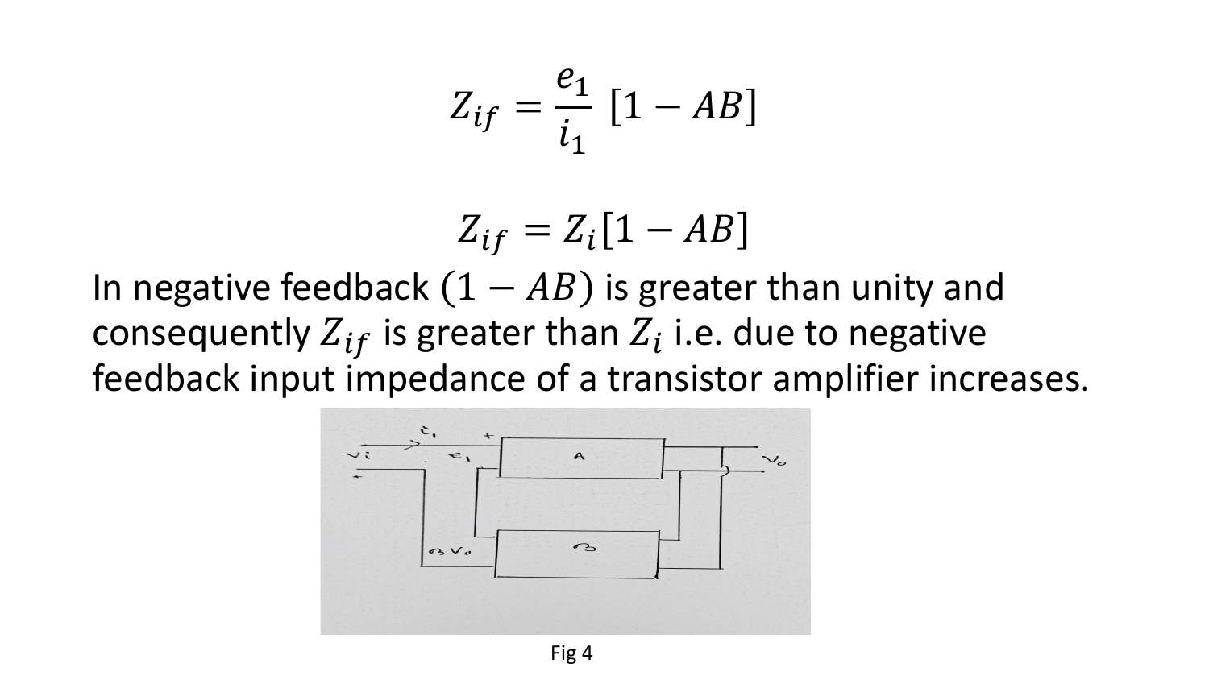$$Z_{if} = \frac{e_1}{i_1}\,[1 - AB]$$

$$Z_{if} = Z_i[1 - AB]$$

In negative feedback $(1 - AB)$ is greater than unity and consequently $Z_{if}$ is greater than $Z_i$ i.e. due to negative feedback input impedance of a transistor amplifier increases.

Fig 4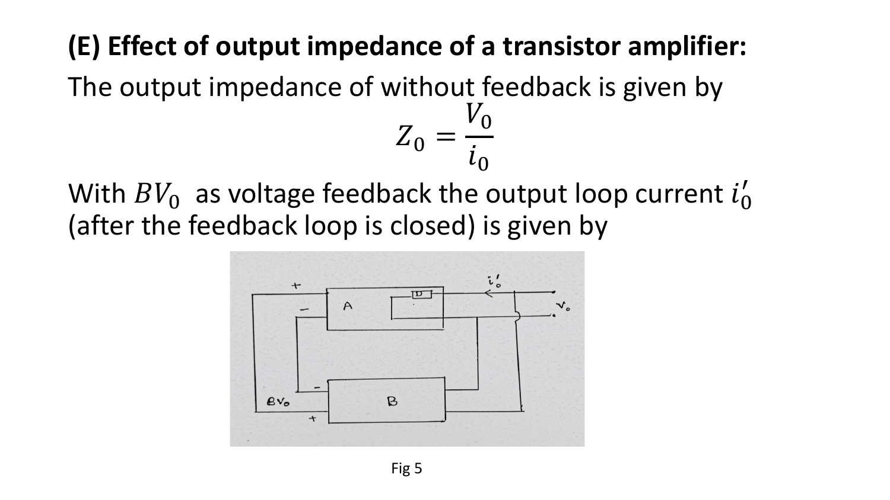**(E) Effect of output impedance of a transistor amplifier:**

The output impedance of without feedback is given by

$$Z_0 = \frac{V_0}{i_0}$$

With $BV_0$ as voltage feedback the output loop current $i_0'$ (after the feedback loop is closed) is given by

Fig 5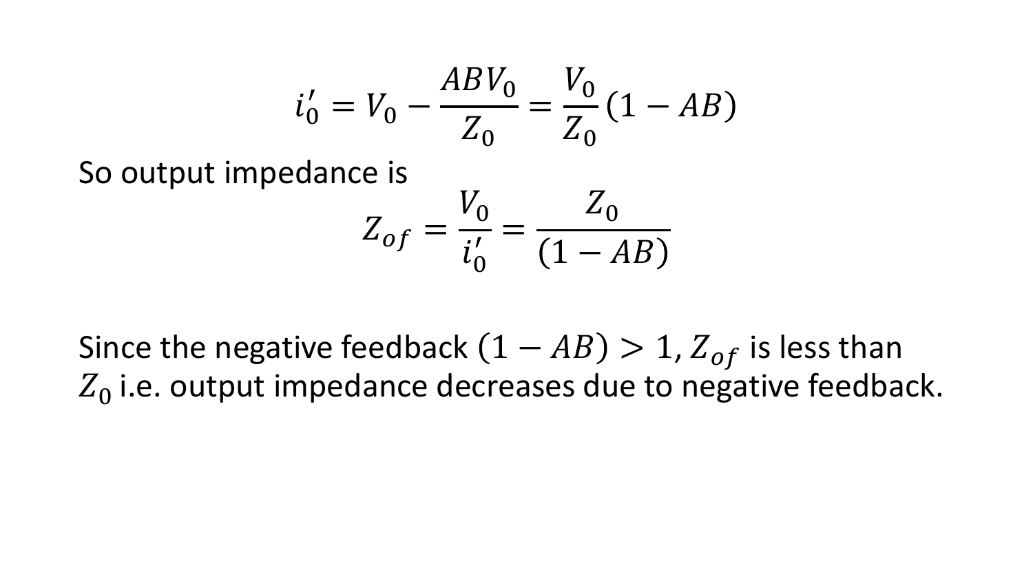$$i_0' = V_0 - \frac{ABV_0}{Z_0} = \frac{V_0}{Z_0}(1 - AB)$$

So output impedance is

$$Z_{of} = \frac{V_0}{i_0'} = \frac{Z_0}{(1 - AB)}$$

Since the negative feedback $(1 - AB) > 1$, $Z_{of}$ is less than $Z_0$ i.e. output impedance decreases due to negative feedback.